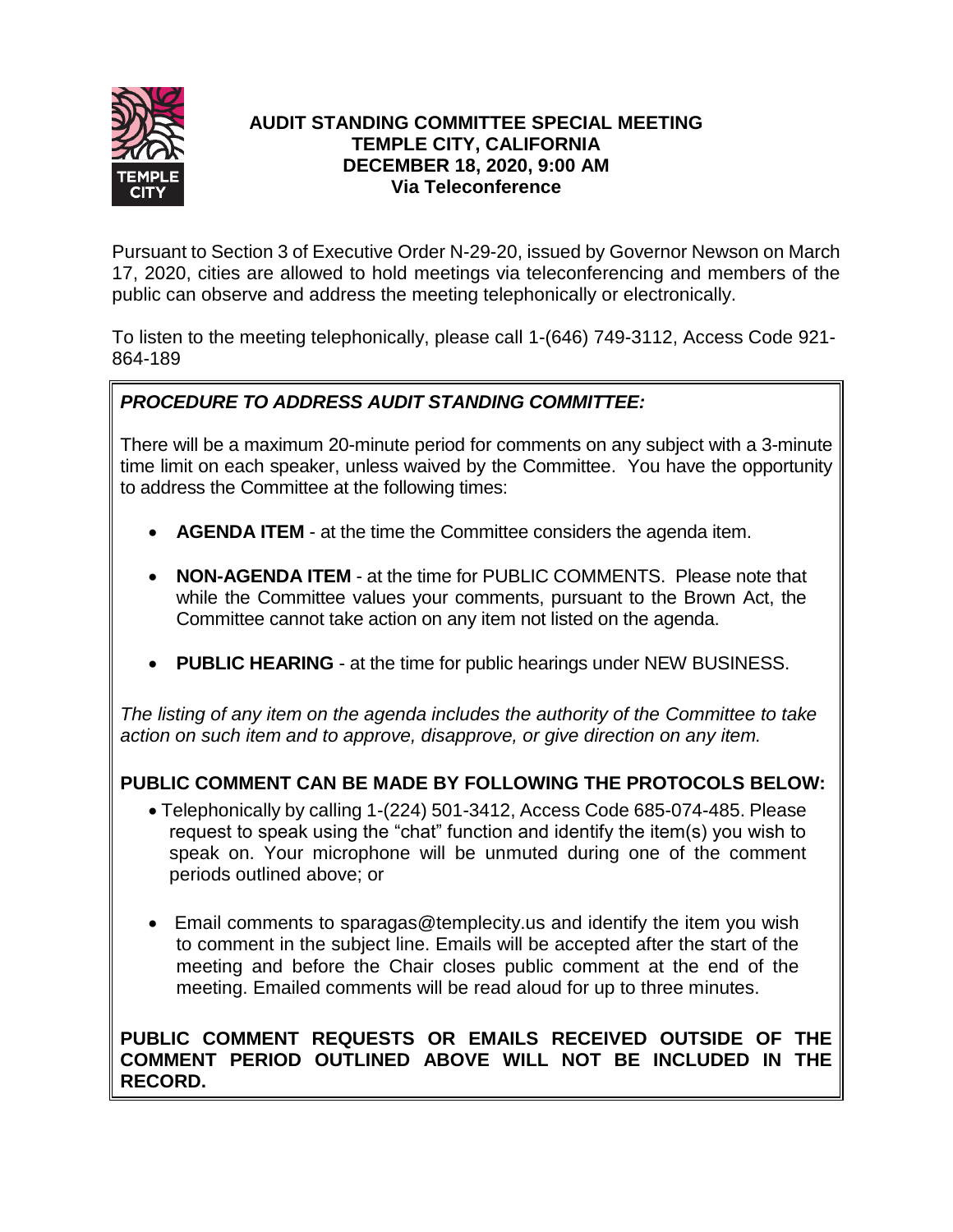# AUDIT STANDING COMMITTEE SPECIAL MEETING
## TEMPLE CITY, CALIFORNIA
## DECEMBER 18, 2020, 9:00 AM
## Via Teleconference

Pursuant to Section 3 of Executive Order N-29-20, issued by Governor Newson on March 17, 2020, cities are allowed to hold meetings via teleconferencing and members of the public can observe and address the meeting telephonically or electronically.

To listen to the meeting telephonically, please call 1-(646) 749-3112, Access Code 921-864-189

### *PROCEDURE TO ADDRESS AUDIT STANDING COMMITTEE:*

There will be a maximum 20-minute period for comments on any subject with a 3-minute time limit on each speaker, unless waived by the Committee. You have the opportunity to address the Committee at the following times:

- **AGENDA ITEM** - at the time the Committee considers the agenda item.
- **NON-AGENDA ITEM** - at the time for PUBLIC COMMENTS. Please note that while the Committee values your comments, pursuant to the Brown Act, the Committee cannot take action on any item not listed on the agenda.
- **PUBLIC HEARING** - at the time for public hearings under NEW BUSINESS.

*The listing of any item on the agenda includes the authority of the Committee to take action on such item and to approve, disapprove, or give direction on any item.*

### PUBLIC COMMENT CAN BE MADE BY FOLLOWING THE PROTOCOLS BELOW:

- Telephonically by calling 1-(224) 501-3412, Access Code 685-074-485. Please request to speak using the "chat" function and identify the item(s) you wish to speak on. Your microphone will be unmuted during one of the comment periods outlined above; or
- Email comments to sparagas@templecity.us and identify the item you wish to comment in the subject line. Emails will be accepted after the start of the meeting and before the Chair closes public comment at the end of the meeting. Emailed comments will be read aloud for up to three minutes.

**PUBLIC COMMENT REQUESTS OR EMAILS RECEIVED OUTSIDE OF THE COMMENT PERIOD OUTLINED ABOVE WILL NOT BE INCLUDED IN THE RECORD.**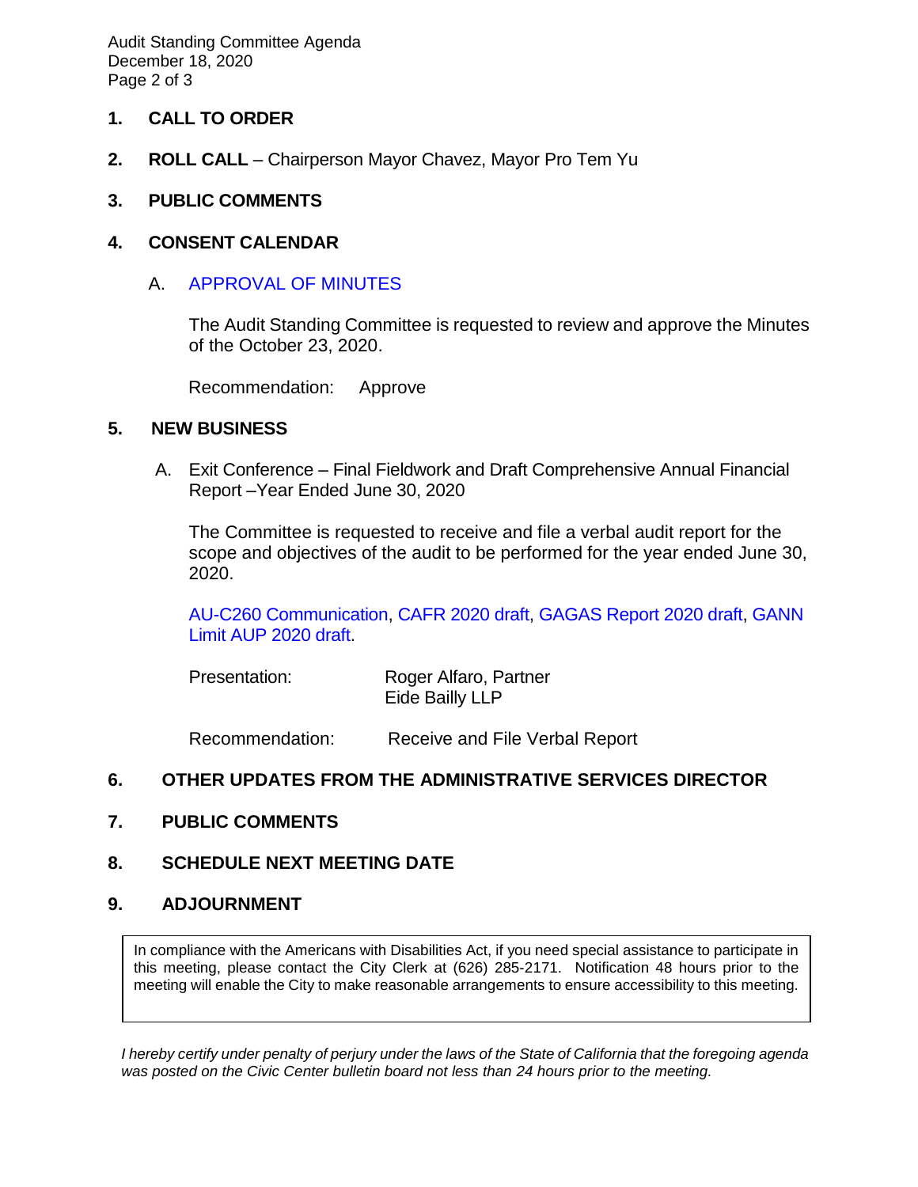**1. CALL TO ORDER**

**2. ROLL CALL** – Chairperson Mayor Chavez, Mayor Pro Tem Yu

**3. PUBLIC COMMENTS**

**4. CONSENT CALENDAR**

A. APPROVAL OF MINUTES

The Audit Standing Committee is requested to review and approve the Minutes of the October 23, 2020.

Recommendation: Approve

**5. NEW BUSINESS**

A. Exit Conference – Final Fieldwork and Draft Comprehensive Annual Financial Report –Year Ended June 30, 2020

The Committee is requested to receive and file a verbal audit report for the scope and objectives of the audit to be performed for the year ended June 30, 2020.

AU-C260 Communication, CAFR 2020 draft, GAGAS Report 2020 draft, GANN Limit AUP 2020 draft.

Presentation: Roger Alfaro, Partner
Eide Bailly LLP

Recommendation: Receive and File Verbal Report

**6. OTHER UPDATES FROM THE ADMINISTRATIVE SERVICES DIRECTOR**

**7. PUBLIC COMMENTS**

**8. SCHEDULE NEXT MEETING DATE**

**9. ADJOURNMENT**

In compliance with the Americans with Disabilities Act, if you need special assistance to participate in this meeting, please contact the City Clerk at (626) 285-2171. Notification 48 hours prior to the meeting will enable the City to make reasonable arrangements to ensure accessibility to this meeting.

*I hereby certify under penalty of perjury under the laws of the State of California that the foregoing agenda was posted on the Civic Center bulletin board not less than 24 hours prior to the meeting.*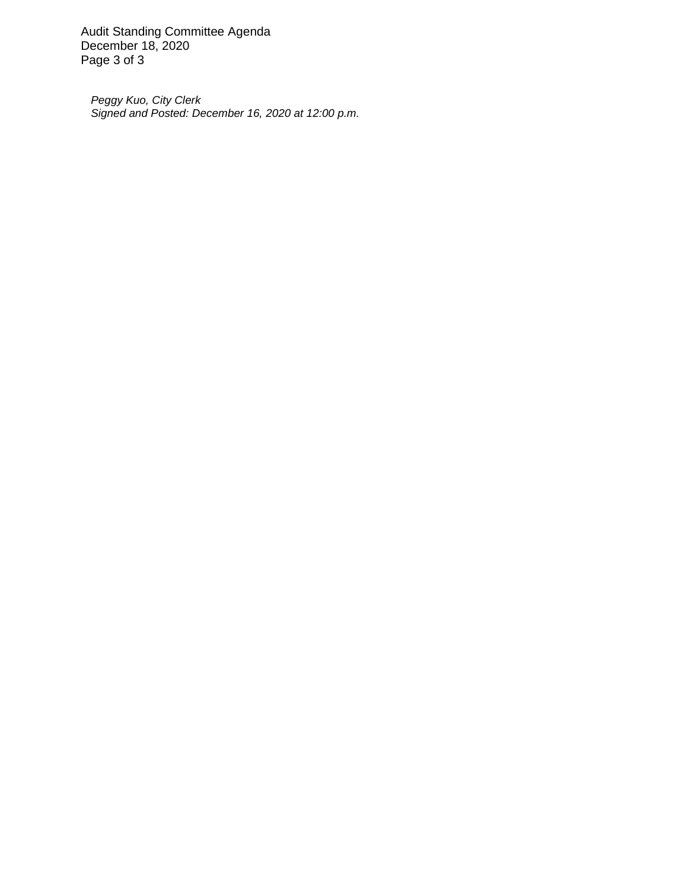*Peggy Kuo, City Clerk*
*Signed and Posted: December 16, 2020 at 12:00 p.m.*